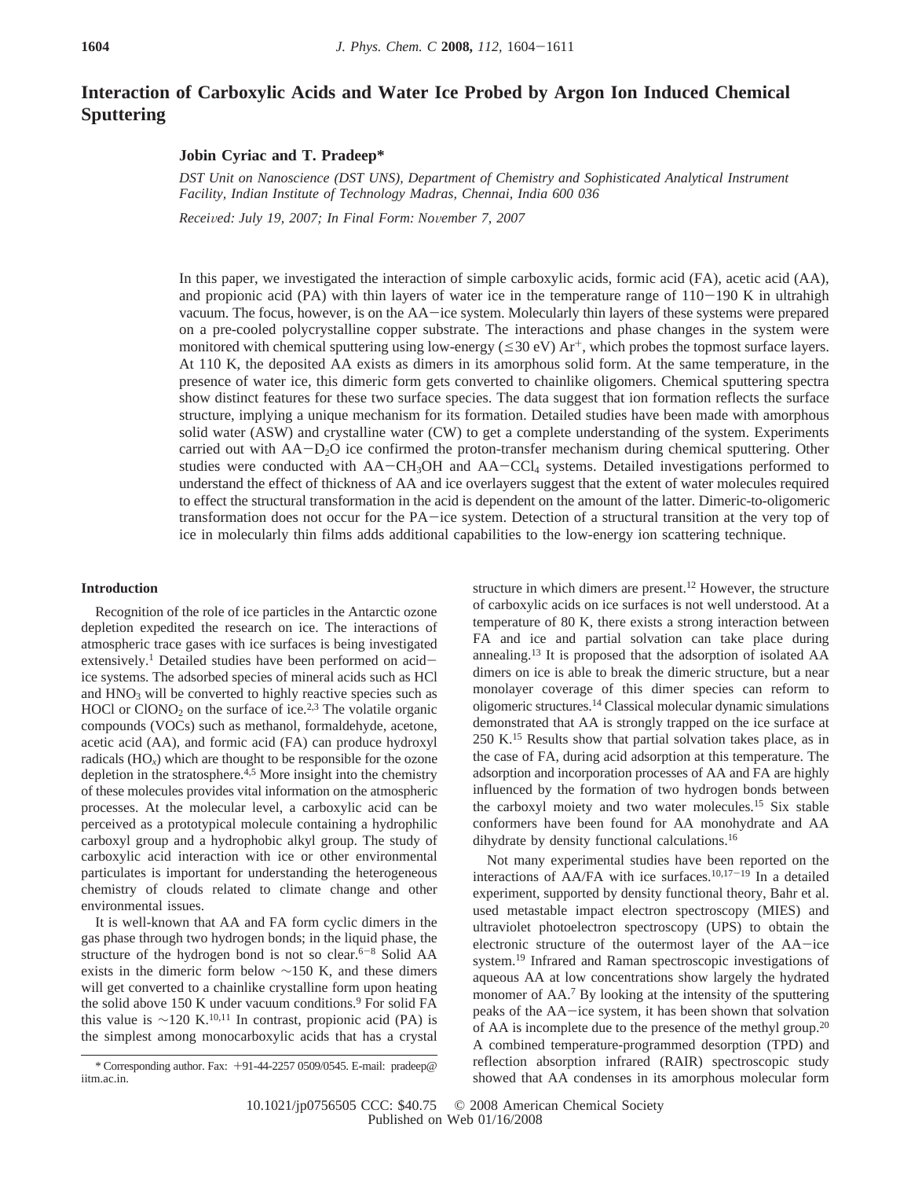# Interaction of Carboxylic Acids and Water Ice Probed by Argon Ion Induced Chemical Sputtering

**Jobin Cyriac and T. Pradeep***

*DST Unit on Nanoscience (DST UNS), Department of Chemistry and Sophisticated Analytical Instrument Facility, Indian Institute of Technology Madras, Chennai, India 600 036*

*Received: July 19, 2007; In Final Form: November 7, 2007*

In this paper, we investigated the interaction of simple carboxylic acids, formic acid (FA), acetic acid (AA), and propionic acid (PA) with thin layers of water ice in the temperature range of 110−190 K in ultrahigh vacuum. The focus, however, is on the AA−ice system. Molecularly thin layers of these systems were prepared on a pre-cooled polycrystalline copper substrate. The interactions and phase changes in the system were monitored with chemical sputtering using low-energy (≤30 eV) $Ar^+$, which probes the topmost surface layers. At 110 K, the deposited AA exists as dimers in its amorphous solid form. At the same temperature, in the presence of water ice, this dimeric form gets converted to chainlike oligomers. Chemical sputtering spectra show distinct features for these two surface species. The data suggest that ion formation reflects the surface structure, implying a unique mechanism for its formation. Detailed studies have been made with amorphous solid water (ASW) and crystalline water (CW) to get a complete understanding of the system. Experiments carried out with AA−$D_2O$ ice confirmed the proton-transfer mechanism during chemical sputtering. Other studies were conducted with AA−$CH_3OH$ and AA−$CCl_4$ systems. Detailed investigations performed to understand the effect of thickness of AA and ice overlayers suggest that the extent of water molecules required to effect the structural transformation in the acid is dependent on the amount of the latter. Dimeric-to-oligomeric transformation does not occur for the PA−ice system. Detection of a structural transition at the very top of ice in molecularly thin films adds additional capabilities to the low-energy ion scattering technique.

## Introduction

Recognition of the role of ice particles in the Antarctic ozone depletion expedited the research on ice. The interactions of atmospheric trace gases with ice surfaces is being investigated extensively.[1] Detailed studies have been performed on acid−ice systems. The adsorbed species of mineral acids such as HCl and $HNO_3$ will be converted to highly reactive species such as HOCl or $ClONO_2$ on the surface of ice.[2,3] The volatile organic compounds (VOCs) such as methanol, formaldehyde, acetone, acetic acid (AA), and formic acid (FA) can produce hydroxyl radicals ($HO_x$) which are thought to be responsible for the ozone depletion in the stratosphere.[4,5] More insight into the chemistry of these molecules provides vital information on the atmospheric processes. At the molecular level, a carboxylic acid can be perceived as a prototypical molecule containing a hydrophilic carboxyl group and a hydrophobic alkyl group. The study of carboxylic acid interaction with ice or other environmental particulates is important for understanding the heterogeneous chemistry of clouds related to climate change and other environmental issues.

It is well-known that AA and FA form cyclic dimers in the gas phase through two hydrogen bonds; in the liquid phase, the structure of the hydrogen bond is not so clear.[6−8] Solid AA exists in the dimeric form below ∼150 K, and these dimers will get converted to a chainlike crystalline form upon heating the solid above 150 K under vacuum conditions.[9] For solid FA this value is ∼120 K.[10,11] In contrast, propionic acid (PA) is the simplest among monocarboxylic acids that has a crystal structure in which dimers are present.[12] However, the structure of carboxylic acids on ice surfaces is not well understood. At a temperature of 80 K, there exists a strong interaction between FA and ice and partial solvation can take place during annealing.[13] It is proposed that the adsorption of isolated AA dimers on ice is able to break the dimeric structure, but a near monolayer coverage of this dimer species can reform to oligomeric structures.[14] Classical molecular dynamic simulations demonstrated that AA is strongly trapped on the ice surface at 250 K.[15] Results show that partial solvation takes place, as in the case of FA, during acid adsorption at this temperature. The adsorption and incorporation processes of AA and FA are highly influenced by the formation of two hydrogen bonds between the carboxyl moiety and two water molecules.[15] Six stable conformers have been found for AA monohydrate and AA dihydrate by density functional calculations.[16]

Not many experimental studies have been reported on the interactions of AA/FA with ice surfaces.[10,17−19] In a detailed experiment, supported by density functional theory, Bahr et al. used metastable impact electron spectroscopy (MIES) and ultraviolet photoelectron spectroscopy (UPS) to obtain the electronic structure of the outermost layer of the AA−ice system.[19] Infrared and Raman spectroscopic investigations of aqueous AA at low concentrations show largely the hydrated monomer of AA.[7] By looking at the intensity of the sputtering peaks of the AA−ice system, it has been shown that solvation of AA is incomplete due to the presence of the methyl group.[20] A combined temperature-programmed desorption (TPD) and reflection absorption infrared (RAIR) spectroscopic study showed that AA condenses in its amorphous molecular form

\* Corresponding author. Fax: +91-44-2257 0509/0545. E-mail: pradeep@iitm.ac.in.

10.1021/jp0756505 CCC: \$40.75 © 2008 American Chemical Society
Published on Web 01/16/2008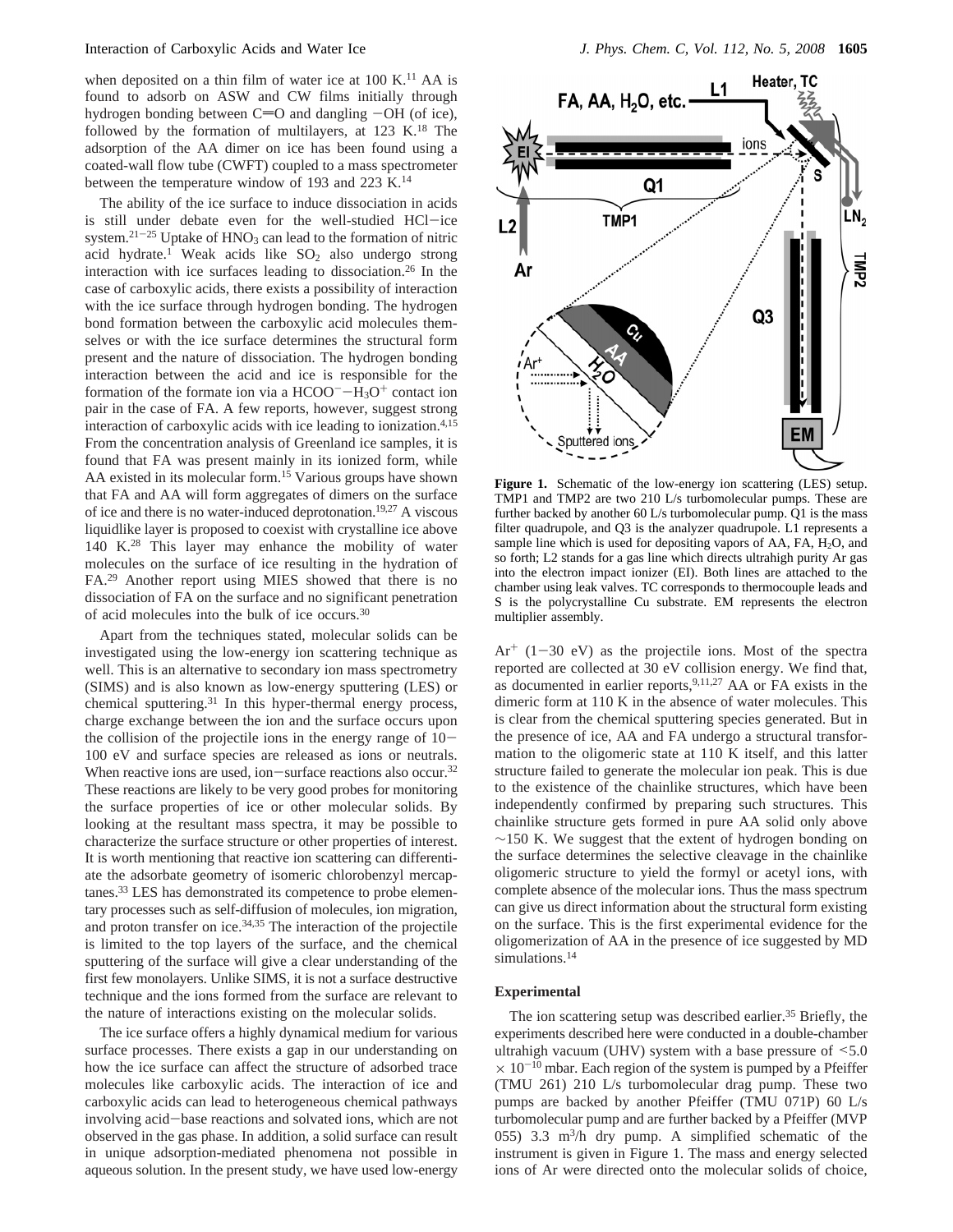when deposited on a thin film of water ice at 100 K.[11] AA is found to adsorb on ASW and CW films initially through hydrogen bonding between C=O and dangling −OH (of ice), followed by the formation of multilayers, at 123 K.[18] The adsorption of the AA dimer on ice has been found using a coated-wall flow tube (CWFT) coupled to a mass spectrometer between the temperature window of 193 and 223 K.[14]

The ability of the ice surface to induce dissociation in acids is still under debate even for the well-studied HCl−ice system.[21−25] Uptake of $HNO_3$ can lead to the formation of nitric acid hydrate.[1] Weak acids like $SO_2$ also undergo strong interaction with ice surfaces leading to dissociation.[26] In the case of carboxylic acids, there exists a possibility of interaction with the ice surface through hydrogen bonding. The hydrogen bond formation between the carboxylic acid molecules themselves or with the ice surface determines the structural form present and the nature of dissociation. The hydrogen bonding interaction between the acid and ice is responsible for the formation of the formate ion via a $HCOO^-{-}H_3O^+$ contact ion pair in the case of FA. A few reports, however, suggest strong interaction of carboxylic acids with ice leading to ionization.[4,15] From the concentration analysis of Greenland ice samples, it is found that FA was present mainly in its ionized form, while AA existed in its molecular form.[15] Various groups have shown that FA and AA will form aggregates of dimers on the surface of ice and there is no water-induced deprotonation.[19,27] A viscous liquidlike layer is proposed to coexist with crystalline ice above 140 K.[28] This layer may enhance the mobility of water molecules on the surface of ice resulting in the hydration of FA.[29] Another report using MIES showed that there is no dissociation of FA on the surface and no significant penetration of acid molecules into the bulk of ice occurs.[30]

Apart from the techniques stated, molecular solids can be investigated using the low-energy ion scattering technique as well. This is an alternative to secondary ion mass spectrometry (SIMS) and is also known as low-energy sputtering (LES) or chemical sputtering.[31] In this hyper-thermal energy process, charge exchange between the ion and the surface occurs upon the collision of the projectile ions in the energy range of 10−100 eV and surface species are released as ions or neutrals. When reactive ions are used, ion−surface reactions also occur.[32] These reactions are likely to be very good probes for monitoring the surface properties of ice or other molecular solids. By looking at the resultant mass spectra, it may be possible to characterize the surface structure or other properties of interest. It is worth mentioning that reactive ion scattering can differentiate the adsorbate geometry of isomeric chlorobenzyl mercaptanes.[33] LES has demonstrated its competence to probe elementary processes such as self-diffusion of molecules, ion migration, and proton transfer on ice.[34,35] The interaction of the projectile is limited to the top layers of the surface, and the chemical sputtering of the surface will give a clear understanding of the first few monolayers. Unlike SIMS, it is not a surface destructive technique and the ions formed from the surface are relevant to the nature of interactions existing on the molecular solids.

The ice surface offers a highly dynamical medium for various surface processes. There exists a gap in our understanding on how the ice surface can affect the structure of adsorbed trace molecules like carboxylic acids. The interaction of ice and carboxylic acids can lead to heterogeneous chemical pathways involving acid−base reactions and solvated ions, which are not observed in the gas phase. In addition, a solid surface can result in unique adsorption-mediated phenomena not possible in aqueous solution. In the present study, we have used low-energy $Ar^+$ (1−30 eV) as the projectile ions. Most of the spectra reported are collected at 30 eV collision energy. We find that, as documented in earlier reports,[9,11,27] AA or FA exists in the dimeric form at 110 K in the absence of water molecules. This is clear from the chemical sputtering species generated. But in the presence of ice, AA and FA undergo a structural transformation to the oligomeric state at 110 K itself, and this latter structure failed to generate the molecular ion peak. This is due to the existence of the chainlike structures, which have been independently confirmed by preparing such structures. This chainlike structure gets formed in pure AA solid only above ~150 K. We suggest that the extent of hydrogen bonding on the surface determines the selective cleavage in the chainlike oligomeric structure to yield the formyl or acetyl ions, with complete absence of the molecular ions. Thus the mass spectrum can give us direct information about the structural form existing on the surface. This is the first experimental evidence for the oligomerization of AA in the presence of ice suggested by MD simulations.[14]

FA, AA, H2O, etc.
L1
Heater, TC
EI
ions
Q1
S
L2
TMP1
LN2
Ar
TMP2
Cu
AA
H2O
Ar+
Q3
Sputtered ions
EM

**Figure 1.** Schematic of the low-energy ion scattering (LES) setup. TMP1 and TMP2 are two 210 L/s turbomolecular pumps. These are further backed by another 60 L/s turbomolecular pump. Q1 is the mass filter quadrupole, and Q3 is the analyzer quadrupole. L1 represents a sample line which is used for depositing vapors of AA, FA, $H_2O$, and so forth; L2 stands for a gas line which directs ultrahigh purity Ar gas into the electron impact ionizer (EI). Both lines are attached to the chamber using leak valves. TC corresponds to thermocouple leads and S is the polycrystalline Cu substrate. EM represents the electron multiplier assembly.

## Experimental

The ion scattering setup was described earlier.[35] Briefly, the experiments described here were conducted in a double-chamber ultrahigh vacuum (UHV) system with a base pressure of $<5.0 \times 10^{-10}$ mbar. Each region of the system is pumped by a Pfeiffer (TMU 261) 210 L/s turbomolecular drag pump. These two pumps are backed by another Pfeiffer (TMU 071P) 60 L/s turbomolecular pump and are further backed by a Pfeiffer (MVP 055) 3.3 $m^3$/h dry pump. A simplified schematic of the instrument is given in Figure 1. The mass and energy selected ions of Ar were directed onto the molecular solids of choice,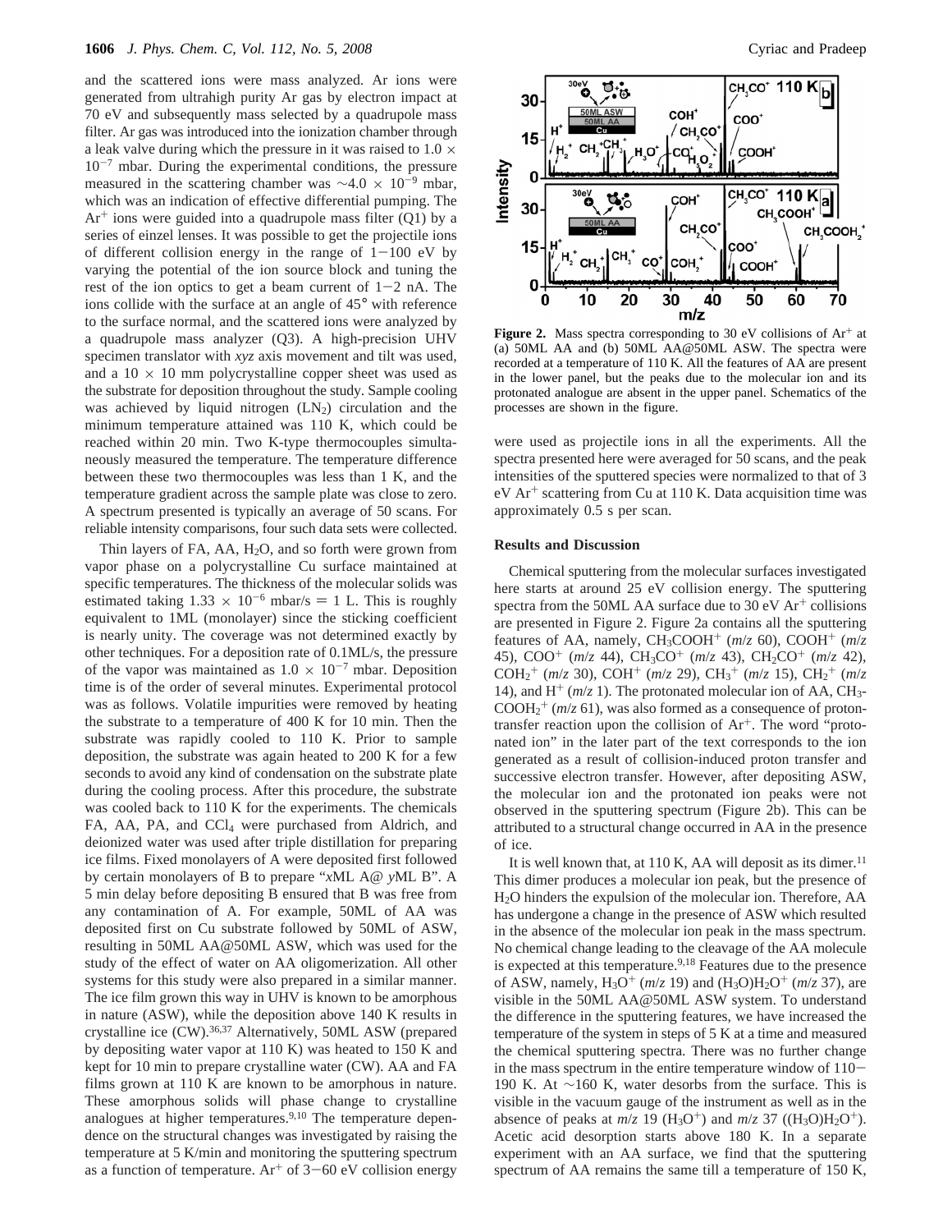and the scattered ions were mass analyzed. Ar ions were generated from ultrahigh purity Ar gas by electron impact at 70 eV and subsequently mass selected by a quadrupole mass filter. Ar gas was introduced into the ionization chamber through a leak valve during which the pressure in it was raised to $1.0 \times 10^{-7}$ mbar. During the experimental conditions, the pressure measured in the scattering chamber was $\sim 4.0 \times 10^{-9}$ mbar, which was an indication of effective differential pumping. The $Ar^+$ ions were guided into a quadrupole mass filter (Q1) by a series of einzel lenses. It was possible to get the projectile ions of different collision energy in the range of 1−100 eV by varying the potential of the ion source block and tuning the rest of the ion optics to get a beam current of 1−2 nA. The ions collide with the surface at an angle of 45° with reference to the surface normal, and the scattered ions were analyzed by a quadrupole mass analyzer (Q3). A high-precision UHV specimen translator with *xyz* axis movement and tilt was used, and a 10 × 10 mm polycrystalline copper sheet was used as the substrate for deposition throughout the study. Sample cooling was achieved by liquid nitrogen ($LN_2$) circulation and the minimum temperature attained was 110 K, which could be reached within 20 min. Two K-type thermocouples simultaneously measured the temperature. The temperature difference between these two thermocouples was less than 1 K, and the temperature gradient across the sample plate was close to zero. A spectrum presented is typically an average of 50 scans. For reliable intensity comparisons, four such data sets were collected.

Thin layers of FA, AA, $H_2O$, and so forth were grown from vapor phase on a polycrystalline Cu surface maintained at specific temperatures. The thickness of the molecular solids was estimated taking $1.33 \times 10^{-6}$ mbar/s = 1 L. This is roughly equivalent to 1ML (monolayer) since the sticking coefficient is nearly unity. The coverage was not determined exactly by other techniques. For a deposition rate of 0.1ML/s, the pressure of the vapor was maintained as $1.0 \times 10^{-7}$ mbar. Deposition time is of the order of several minutes. Experimental protocol was as follows. Volatile impurities were removed by heating the substrate to a temperature of 400 K for 10 min. Then the substrate was rapidly cooled to 110 K. Prior to sample deposition, the substrate was again heated to 200 K for a few seconds to avoid any kind of condensation on the substrate plate during the cooling process. After this procedure, the substrate was cooled back to 110 K for the experiments. The chemicals FA, AA, PA, and $CCl_4$ were purchased from Aldrich, and deionized water was used after triple distillation for preparing ice films. Fixed monolayers of A were deposited first followed by certain monolayers of B to prepare "*x*ML A@ *y*ML B". A 5 min delay before depositing B ensured that B was free from any contamination of A. For example, 50ML of AA was deposited first on Cu substrate followed by 50ML of ASW, resulting in 50ML AA@50ML ASW, which was used for the study of the effect of water on AA oligomerization. All other systems for this study were also prepared in a similar manner. The ice film grown this way in UHV is known to be amorphous in nature (ASW), while the deposition above 140 K results in crystalline ice (CW).[36,37] Alternatively, 50ML ASW (prepared by depositing water vapor at 110 K) was heated to 150 K and kept for 10 min to prepare crystalline water (CW). AA and FA films grown at 110 K are known to be amorphous in nature. These amorphous solids will phase change to crystalline analogues at higher temperatures.[9,10] The temperature dependence on the structural changes was investigated by raising the temperature at 5 K/min and monitoring the sputtering spectrum as a function of temperature. $Ar^+$ of 3−60 eV collision energy were used as projectile ions in all the experiments. All the spectra presented here were averaged for 50 scans, and the peak intensities of the sputtered species were normalized to that of 3 eV $Ar^+$ scattering from Cu at 110 K. Data acquisition time was approximately 0.5 s per scan.

**Figure 2.** Mass spectra corresponding to 30 eV collisions of $Ar^+$ at (a) 50ML AA and (b) 50ML AA@50ML ASW. The spectra were recorded at a temperature of 110 K. All the features of AA are present in the lower panel, but the peaks due to the molecular ion and its protonated analogue are absent in the upper panel. Schematics of the processes are shown in the figure.

## Results and Discussion

Chemical sputtering from the molecular surfaces investigated here starts at around 25 eV collision energy. The sputtering spectra from the 50ML AA surface due to 30 eV $Ar^+$ collisions are presented in Figure 2. Figure 2a contains all the sputtering features of AA, namely, $CH_3COOH^+$ (*m/z* 60), $COOH^+$ (*m/z* 45), $COO^+$ (*m/z* 44), $CH_3CO^+$ (*m/z* 43), $CH_2CO^+$ (*m/z* 42), $COH_2^+$ (*m/z* 30), $COH^+$ (*m/z* 29), $CH_3^+$ (*m/z* 15), $CH_2^+$ (*m/z* 14), and $H^+$ (*m/z* 1). The protonated molecular ion of AA, $CH_3COOH_2^+$ (*m/z* 61), was also formed as a consequence of proton-transfer reaction upon the collision of $Ar^+$. The word "protonated ion" in the later part of the text corresponds to the ion generated as a result of collision-induced proton transfer and successive electron transfer. However, after depositing ASW, the molecular ion and the protonated ion peaks were not observed in the sputtering spectrum (Figure 2b). This can be attributed to a structural change occurred in AA in the presence of ice.

It is well known that, at 110 K, AA will deposit as its dimer.[11] This dimer produces a molecular ion peak, but the presence of $H_2O$ hinders the expulsion of the molecular ion. Therefore, AA has undergone a change in the presence of ASW which resulted in the absence of the molecular ion peak in the mass spectrum. No chemical change leading to the cleavage of the AA molecule is expected at this temperature.[9,18] Features due to the presence of ASW, namely, $H_3O^+$ (*m/z* 19) and $(H_3O)H_2O^+$ (*m/z* 37), are visible in the 50ML AA@50ML ASW system. To understand the difference in the sputtering features, we have increased the temperature of the system in steps of 5 K at a time and measured the chemical sputtering spectra. There was no further change in the mass spectrum in the entire temperature window of 110−190 K. At ∼160 K, water desorbs from the surface. This is visible in the vacuum gauge of the instrument as well as in the absence of peaks at *m/z* 19 ($H_3O^+$) and *m/z* 37 ($(H_3O)H_2O^+$). Acetic acid desorption starts above 180 K. In a separate experiment with an AA surface, we find that the sputtering spectrum of AA remains the same till a temperature of 150 K,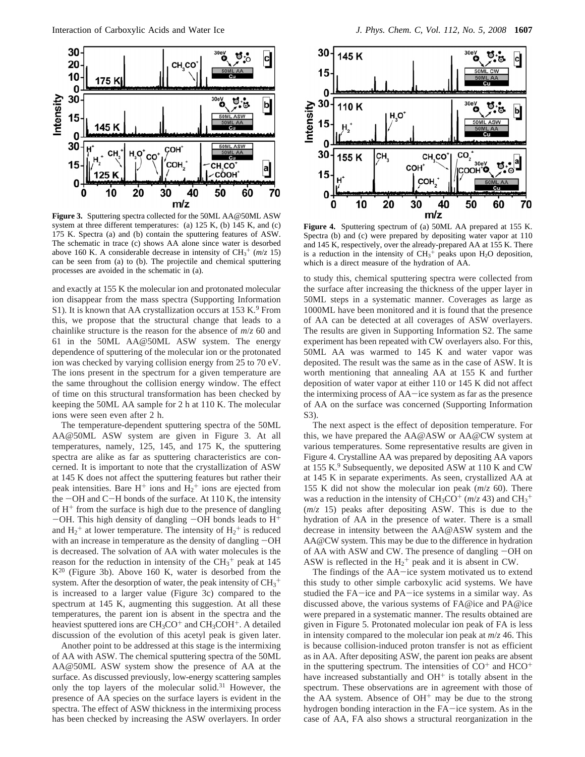30eV

50ML AA

Cu

175 K

$CH_3CO^+$

c

50ML ASW

50ML AA

Cu

145 K

b

Intensity

$H^+$ $H_2^+$ $CH_3^+$ $H_3O^+$ $CO^+$ $COH^+$ $COH_2^+$ $CH_3CO^+$ $COOH^+$

125 K

a

m/z

0 10 20 30 40 50 60 70

**Figure 3.** Sputtering spectra collected for the 50ML AA@50ML ASW system at three different temperatures: (a) 125 K, (b) 145 K, and (c) 175 K. Spectra (a) and (b) contain the sputtering features of ASW. The schematic in trace (c) shows AA alone since water is desorbed above 160 K. A considerable decrease in intensity of $CH_3^+$ (*m*/*z* 15) can be seen from (a) to (b). The projectile and chemical sputtering processes are avoided in the schematic in (a).

and exactly at 155 K the molecular ion and protonated molecular ion disappear from the mass spectra (Supporting Information S1). It is known that AA crystallization occurs at 153 K.[9] From this, we propose that the structural change that leads to a chainlike structure is the reason for the absence of *m*/*z* 60 and 61 in the 50ML AA@50ML ASW system. The energy dependence of sputtering of the molecular ion or the protonated ion was checked by varying collision energy from 25 to 70 eV. The ions present in the spectrum for a given temperature are the same throughout the collision energy window. The effect of time on this structural transformation has been checked by keeping the 50ML AA sample for 2 h at 110 K. The molecular ions were seen even after 2 h.

The temperature-dependent sputtering spectra of the 50ML AA@50ML ASW system are given in Figure 3. At all temperatures, namely, 125, 145, and 175 K, the sputtering spectra are alike as far as sputtering characteristics are concerned. It is important to note that the crystallization of ASW at 145 K does not affect the sputtering features but rather their peak intensities. Bare $H^+$ ions and $H_2^+$ ions are ejected from the −OH and C−H bonds of the surface. At 110 K, the intensity of $H^+$ from the surface is high due to the presence of dangling −OH. This high density of dangling −OH bonds leads to $H^+$ and $H_2^+$ at lower temperature. The intensity of $H_2^+$ is reduced with an increase in temperature as the density of dangling −OH is decreased. The solvation of AA with water molecules is the reason for the reduction in intensity of the $CH_3^+$ peak at 145 K[20] (Figure 3b). Above 160 K, water is desorbed from the system. After the desorption of water, the peak intensity of $CH_3^+$ is increased to a larger value (Figure 3c) compared to the spectrum at 145 K, augmenting this suggestion. At all these temperatures, the parent ion is absent in the spectra and the heaviest sputtered ions are $CH_3CO^+$ and $CH_3COH^+$. A detailed discussion of the evolution of this acetyl peak is given later.

Another point to be addressed at this stage is the intermixing of AA with ASW. The chemical sputtering spectra of the 50ML AA@50ML ASW system show the presence of AA at the surface. As discussed previously, low-energy scattering samples only the top layers of the molecular solid.[31] However, the presence of AA species on the surface layers is evident in the spectra. The effect of ASW thickness in the intermixing process has been checked by increasing the ASW overlayers. In order

145 K

30eV

50ML CW

50ML AA

Cu

c

110 K

$H_3O^+$

$H_2^+$

50ML ASW

50ML AA

Cu

b

Intensity

155 K

$H^+$ $CH_3$ $COH^+$ $COH_2^+$ $CH_3CO^+$ $CO_2^+$ $COOH^+$

50ML AA

Cu

a

m/z

0 10 20 30 40 50 60 70

**Figure 4.** Sputtering spectrum of (a) 50ML AA prepared at 155 K. Spectra (b) and (c) were prepared by depositing water vapor at 110 and 145 K, respectively, over the already-prepared AA at 155 K. There is a reduction in the intensity of $CH_3^+$ peaks upon $H_2O$ deposition, which is a direct measure of the hydration of AA.

to study this, chemical sputtering spectra were collected from the surface after increasing the thickness of the upper layer in 50ML steps in a systematic manner. Coverages as large as 1000ML have been monitored and it is found that the presence of AA can be detected at all coverages of ASW overlayers. The results are given in Supporting Information S2. The same experiment has been repeated with CW overlayers also. For this, 50ML AA was warmed to 145 K and water vapor was deposited. The result was the same as in the case of ASW. It is worth mentioning that annealing AA at 155 K and further deposition of water vapor at either 110 or 145 K did not affect the intermixing process of AA−ice system as far as the presence of AA on the surface was concerned (Supporting Information S3).

The next aspect is the effect of deposition temperature. For this, we have prepared the AA@ASW or AA@CW system at various temperatures. Some representative results are given in Figure 4. Crystalline AA was prepared by depositing AA vapors at 155 K.[9] Subsequently, we deposited ASW at 110 K and CW at 145 K in separate experiments. As seen, crystallized AA at 155 K did not show the molecular ion peak (*m*/*z* 60). There was a reduction in the intensity of $CH_3CO^+$ (*m*/*z* 43) and $CH_3^+$ (*m*/*z* 15) peaks after depositing ASW. This is due to the hydration of AA in the presence of water. There is a small decrease in intensity between the AA@ASW system and the AA@CW system. This may be due to the difference in hydration of AA with ASW and CW. The presence of dangling −OH on ASW is reflected in the $H_2^+$ peak and it is absent in CW.

The findings of the AA−ice system motivated us to extend this study to other simple carboxylic acid systems. We have studied the FA−ice and PA−ice systems in a similar way. As discussed above, the various systems of FA@ice and PA@ice were prepared in a systematic manner. The results obtained are given in Figure 5. Protonated molecular ion peak of FA is less in intensity compared to the molecular ion peak at *m*/*z* 46. This is because collision-induced proton transfer is not as efficient as in AA. After depositing ASW, the parent ion peaks are absent in the sputtering spectrum. The intensities of $CO^+$ and $HCO^+$ have increased substantially and $OH^+$ is totally absent in the spectrum. These observations are in agreement with those of the AA system. Absence of $OH^+$ may be due to the strong hydrogen bonding interaction in the FA−ice system. As in the case of AA, FA also shows a structural reorganization in the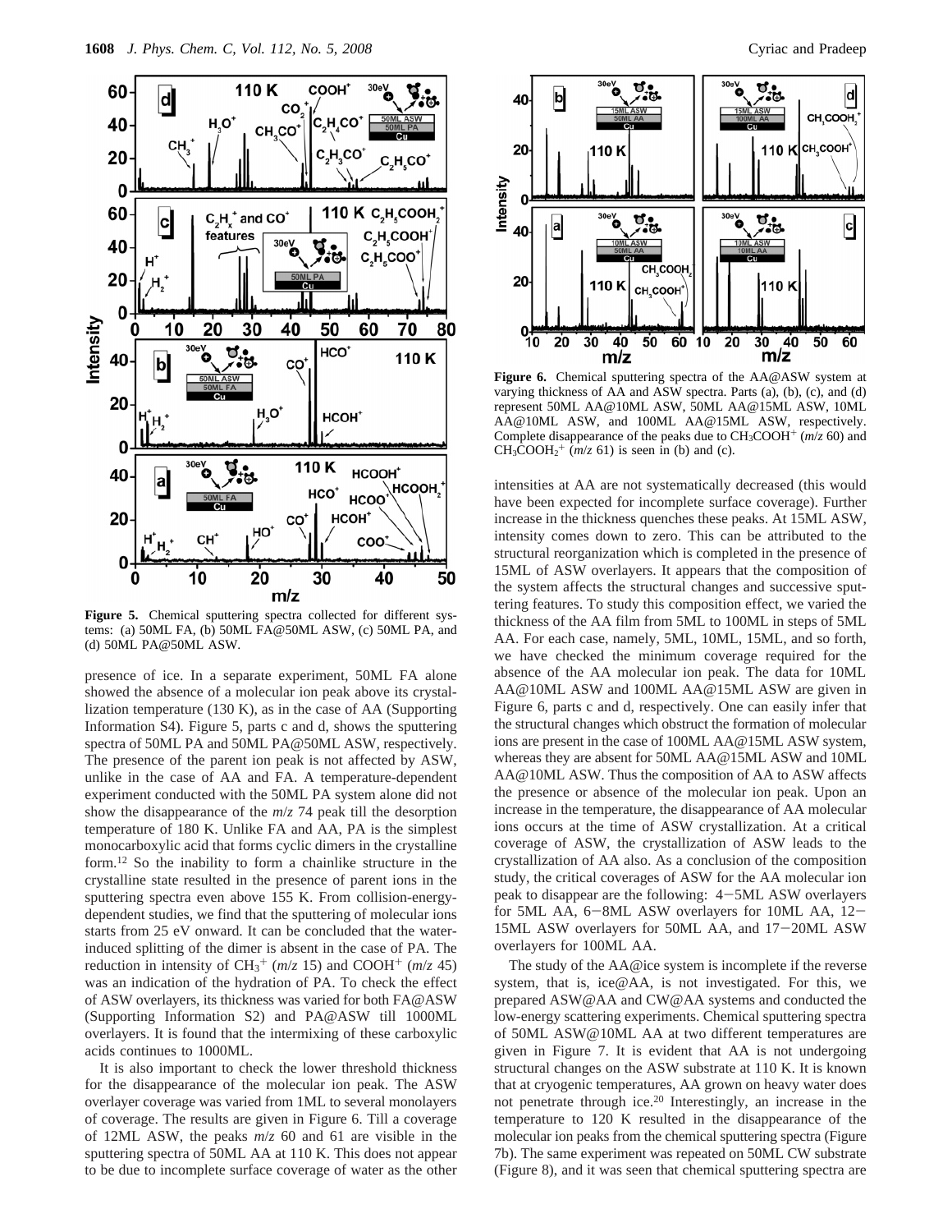**Figure 5.** Chemical sputtering spectra collected for different systems: (a) 50ML FA, (b) 50ML FA@50ML ASW, (c) 50ML PA, and (d) 50ML PA@50ML ASW.

presence of ice. In a separate experiment, 50ML FA alone showed the absence of a molecular ion peak above its crystallization temperature (130 K), as in the case of AA (Supporting Information S4). Figure 5, parts c and d, shows the sputtering spectra of 50ML PA and 50ML PA@50ML ASW, respectively. The presence of the parent ion peak is not affected by ASW, unlike in the case of AA and FA. A temperature-dependent experiment conducted with the 50ML PA system alone did not show the disappearance of the *m*/*z* 74 peak till the desorption temperature of 180 K. Unlike FA and AA, PA is the simplest monocarboxylic acid that forms cyclic dimers in the crystalline form.[12] So the inability to form a chainlike structure in the crystalline state resulted in the presence of parent ions in the sputtering spectra even above 155 K. From collision-energy-dependent studies, we find that the sputtering of molecular ions starts from 25 eV onward. It can be concluded that the water-induced splitting of the dimer is absent in the case of PA. The reduction in intensity of $CH_3^+$ (*m*/*z* 15) and $COOH^+$ (*m*/*z* 45) was an indication of the hydration of PA. To check the effect of ASW overlayers, its thickness was varied for both FA@ASW (Supporting Information S2) and PA@ASW till 1000ML overlayers. It is found that the intermixing of these carboxylic acids continues to 1000ML.

It is also important to check the lower threshold thickness for the disappearance of the molecular ion peak. The ASW overlayer coverage was varied from 1ML to several monolayers of coverage. The results are given in Figure 6. Till a coverage of 12ML ASW, the peaks *m*/*z* 60 and 61 are visible in the sputtering spectra of 50ML AA at 110 K. This does not appear to be due to incomplete surface coverage of water as the other

**Figure 6.** Chemical sputtering spectra of the AA@ASW system at varying thickness of AA and ASW spectra. Parts (a), (b), (c), and (d) represent 50ML AA@10ML ASW, 50ML AA@15ML ASW, 10ML AA@10ML ASW, and 100ML AA@15ML ASW, respectively. Complete disappearance of the peaks due to $CH_3COOH^+$ (*m*/*z* 60) and $CH_3COOH_2^+$ (*m*/*z* 61) is seen in (b) and (c).

intensities at AA are not systematically decreased (this would have been expected for incomplete surface coverage). Further increase in the thickness quenches these peaks. At 15ML ASW, intensity comes down to zero. This can be attributed to the structural reorganization which is completed in the presence of 15ML of ASW overlayers. It appears that the composition of the system affects the structural changes and successive sputtering features. To study this composition effect, we varied the thickness of the AA film from 5ML to 100ML in steps of 5ML AA. For each case, namely, 5ML, 10ML, 15ML, and so forth, we have checked the minimum coverage required for the absence of the AA molecular ion peak. The data for 10ML AA@10ML ASW and 100ML AA@15ML ASW are given in Figure 6, parts c and d, respectively. One can easily infer that the structural changes which obstruct the formation of molecular ions are present in the case of 100ML AA@15ML ASW system, whereas they are absent for 50ML AA@15ML ASW and 10ML AA@10ML ASW. Thus the composition of AA to ASW affects the presence or absence of the molecular ion peak. Upon an increase in the temperature, the disappearance of AA molecular ions occurs at the time of ASW crystallization. At a critical coverage of ASW, the crystallization of ASW leads to the crystallization of AA also. As a conclusion of the composition study, the critical coverages of ASW for the AA molecular ion peak to disappear are the following: 4–5ML ASW overlayers for 5ML AA, 6–8ML ASW overlayers for 10ML AA, 12–15ML ASW overlayers for 50ML AA, and 17–20ML ASW overlayers for 100ML AA.

The study of the AA@ice system is incomplete if the reverse system, that is, ice@AA, is not investigated. For this, we prepared ASW@AA and CW@AA systems and conducted the low-energy scattering experiments. Chemical sputtering spectra of 50ML ASW@10ML AA at two different temperatures are given in Figure 7. It is evident that AA is not undergoing structural changes on the ASW substrate at 110 K. It is known that at cryogenic temperatures, AA grown on heavy water does not penetrate through ice.[20] Interestingly, an increase in the temperature to 120 K resulted in the disappearance of the molecular ion peaks from the chemical sputtering spectra (Figure 7b). The same experiment was repeated on 50ML CW substrate (Figure 8), and it was seen that chemical sputtering spectra are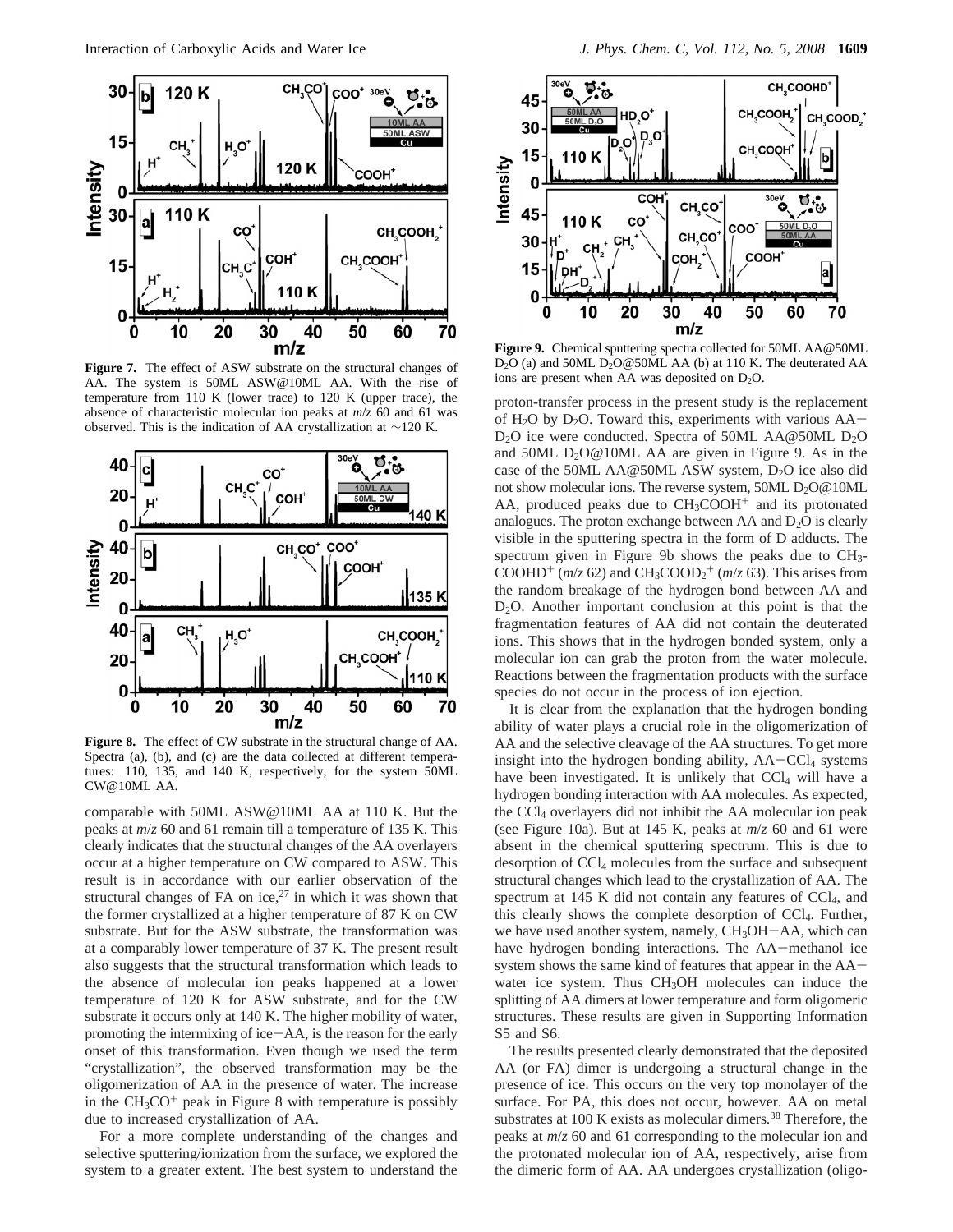30eV

10ML AA

50ML ASW

Cu

120 K

b

H⁺

$CH_3^+$

$H_3O^+$

$CH_3CO^+$

$COO^+$

$COOH^+$

Intensity

110 K

a

$H^+$

$H_2^+$

$CH_3C^+$

$CO^+$

$COH^+$

$CH_3COOH^+$

$CH_3COOH_2^+$

m/z

**Figure 7.** The effect of ASW substrate on the structural changes of AA. The system is 50ML ASW@10ML AA. With the rise of temperature from 110 K (lower trace) to 120 K (upper trace), the absence of characteristic molecular ion peaks at *m*/*z* 60 and 61 was observed. This is the indication of AA crystallization at ~120 K.

30eV

10ML AA

50ML CW

Cu

c

140 K

b

135 K

a

110 K

$H^+$

$CH_3C^+$

$CO^+$

$COH^+$

$CH_3CO^+$

$COO^+$

$COOH^+$

$CH_3^+$

$H_3O^+$

$CH_3COOH_2^+$

$CH_3COOH^+$

Intensity

m/z

**Figure 8.** The effect of CW substrate in the structural change of AA. Spectra (a), (b), and (c) are the data collected at different temperatures: 110, 135, and 140 K, respectively, for the system 50ML CW@10ML AA.

comparable with 50ML ASW@10ML AA at 110 K. But the peaks at *m*/*z* 60 and 61 remain till a temperature of 135 K. This clearly indicates that the structural changes of the AA overlayers occur at a higher temperature on CW compared to ASW. This result is in accordance with our earlier observation of the structural changes of FA on ice,[27] in which it was shown that the former crystallized at a higher temperature of 87 K on CW substrate. But for the ASW substrate, the transformation was at a comparably lower temperature of 37 K. The present result also suggests that the structural transformation which leads to the absence of molecular ion peaks happened at a lower temperature of 120 K for ASW substrate, and for the CW substrate it occurs only at 140 K. The higher mobility of water, promoting the intermixing of ice−AA, is the reason for the early onset of this transformation. Even though we used the term "crystallization", the observed transformation may be the oligomerization of AA in the presence of water. The increase in the $CH_3CO^+$ peak in Figure 8 with temperature is possibly due to increased crystallization of AA.

For a more complete understanding of the changes and selective sputtering/ionization from the surface, we explored the system to a greater extent. The best system to understand the

30eV

50ML AA

50ML $D_2O$

Cu

110 K

b

$HD_2O^+$

$D_2O^+$

$D_3O^+$

$CH_3COOHD^+$

$CH_3COOH_2^+$

$CH_3COOD_2^+$

$CH_3COOH^+$

Intensity

110 K

a

30eV

50ML $D_2O$

50ML AA

Cu

$H^+$

$D^+$

$DH^+$

$D_2^+$

$CH_2^+$

$CH_3^+$

$CO^+$

$COH^+$

$CH_3CO^+$

$CH_2CO^+$

$COH_2^+$

$COO^+$

$COOH^+$

m/z

**Figure 9.** Chemical sputtering spectra collected for 50ML AA@50ML $D_2O$ (a) and 50ML $D_2O$@50ML AA (b) at 110 K. The deuterated AA ions are present when AA was deposited on $D_2O$.

proton-transfer process in the present study is the replacement of $H_2O$ by $D_2O$. Toward this, experiments with various AA−$D_2O$ ice were conducted. Spectra of 50ML AA@50ML $D_2O$ and 50ML $D_2O$@10ML AA are given in Figure 9. As in the case of the 50ML AA@50ML ASW system, $D_2O$ ice also did not show molecular ions. The reverse system, 50ML $D_2O$@10ML AA, produced peaks due to $CH_3COOH^+$ and its protonated analogues. The proton exchange between AA and $D_2O$ is clearly visible in the sputtering spectra in the form of D adducts. The spectrum given in Figure 9b shows the peaks due to $CH_3COOHD^+$ (*m*/*z* 62) and $CH_3COOD_2^+$ (*m*/*z* 63). This arises from the random breakage of the hydrogen bond between AA and $D_2O$. Another important conclusion at this point is that the fragmentation features of AA did not contain the deuterated ions. This shows that in the hydrogen bonded system, only a molecular ion can grab the proton from the water molecule. Reactions between the fragmentation products with the surface species do not occur in the process of ion ejection.

It is clear from the explanation that the hydrogen bonding ability of water plays a crucial role in the oligomerization of AA and the selective cleavage of the AA structures. To get more insight into the hydrogen bonding ability, AA−$CCl_4$ systems have been investigated. It is unlikely that $CCl_4$ will have a hydrogen bonding interaction with AA molecules. As expected, the $CCl_4$ overlayers did not inhibit the AA molecular ion peak (see Figure 10a). But at 145 K, peaks at *m*/*z* 60 and 61 were absent in the chemical sputtering spectrum. This is due to desorption of $CCl_4$ molecules from the surface and subsequent structural changes which lead to the crystallization of AA. The spectrum at 145 K did not contain any features of $CCl_4$, and this clearly shows the complete desorption of $CCl_4$. Further, we have used another system, namely, $CH_3OH$−AA, which can have hydrogen bonding interactions. The AA−methanol ice system shows the same kind of features that appear in the AA−water ice system. Thus $CH_3OH$ molecules can induce the splitting of AA dimers at lower temperature and form oligomeric structures. These results are given in Supporting Information S5 and S6.

The results presented clearly demonstrated that the deposited AA (or FA) dimer is undergoing a structural change in the presence of ice. This occurs on the very top monolayer of the surface. For PA, this does not occur, however. AA on metal substrates at 100 K exists as molecular dimers.[38] Therefore, the peaks at *m*/*z* 60 and 61 corresponding to the molecular ion and the protonated molecular ion of AA, respectively, arise from the dimeric form of AA. AA undergoes crystallization (oligo-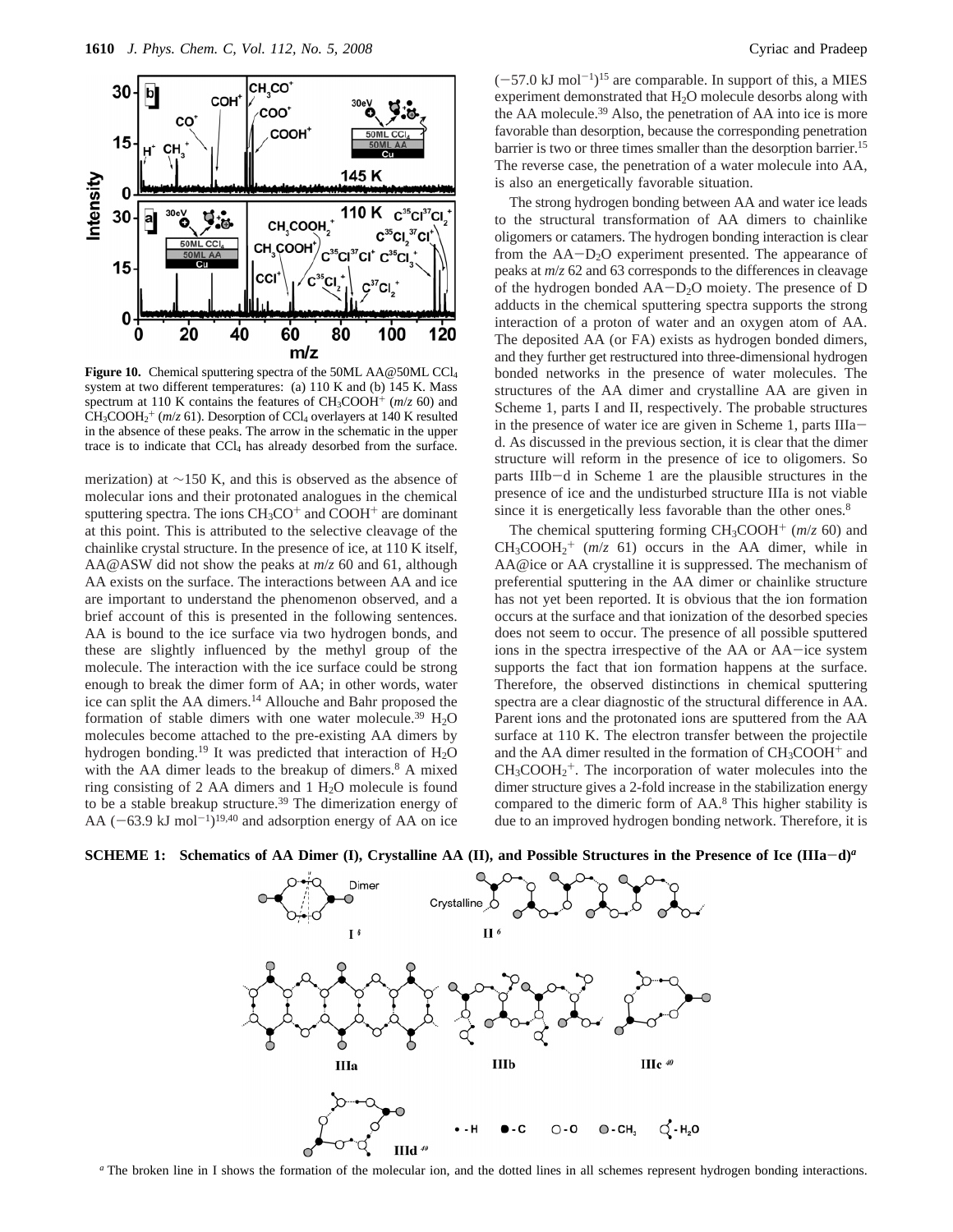merization) at ~150 K, and this is observed as the absence of molecular ions and their protonated analogues in the chemical sputtering spectra. The ions $CH_3CO^+$ and $COOH^+$ are dominant at this point. This is attributed to the selective cleavage of the chainlike crystal structure. In the presence of ice, at 110 K itself, AA@ASW did not show the peaks at $m/z$ 60 and 61, although AA exists on the surface. The interactions between AA and ice are important to understand the phenomenon observed, and a brief account of this is presented in the following sentences. AA is bound to the ice surface via two hydrogen bonds, and these are slightly influenced by the methyl group of the molecule. The interaction with the ice surface could be strong enough to break the dimer form of AA; in other words, water ice can split the AA dimers.[14] Allouche and Bahr proposed the formation of stable dimers with one water molecule.[39] $H_2O$ molecules become attached to the pre-existing AA dimers by hydrogen bonding.[19] It was predicted that interaction of $H_2O$ with the AA dimer leads to the breakup of dimers.[8] A mixed ring consisting of 2 AA dimers and 1 $H_2O$ molecule is found to be a stable breakup structure.[39] The dimerization energy of AA (−63.9 kJ mol$^{-1}$)[19,40] and adsorption energy of AA on ice (−57.0 kJ mol$^{-1}$)[15] are comparable. In support of this, a MIES experiment demonstrated that $H_2O$ molecule desorbs along with the AA molecule.[39] Also, the penetration of AA into ice is more favorable than desorption, because the corresponding penetration barrier is two or three times smaller than the desorption barrier.[15] The reverse case, the penetration of a water molecule into AA, is also an energetically favorable situation.

The strong hydrogen bonding between AA and water ice leads to the structural transformation of AA dimers to chainlike oligomers or catamers. The hydrogen bonding interaction is clear from the AA−$D_2O$ experiment presented. The appearance of peaks at $m/z$ 62 and 63 corresponds to the differences in cleavage of the hydrogen bonded AA−$D_2O$ moiety. The presence of D adducts in the chemical sputtering spectra supports the strong interaction of a proton of water and an oxygen atom of AA. The deposited AA (or FA) exists as hydrogen bonded dimers, and they further get restructured into three-dimensional hydrogen bonded networks in the presence of water molecules. The structures of the AA dimer and crystalline AA are given in Scheme 1, parts I and II, respectively. The probable structures in the presence of water ice are given in Scheme 1, parts IIIa−d. As discussed in the previous section, it is clear that the dimer structure will reform in the presence of ice to oligomers. So parts IIIb−d in Scheme 1 are the plausible structures in the presence of ice and the undisturbed structure IIIa is not viable since it is energetically less favorable than the other ones.[8]

The chemical sputtering forming $CH_3COOH^+$ ($m/z$ 60) and $CH_3COOH_2^+$ ($m/z$ 61) occurs in the AA dimer, while in AA@ice or AA crystalline it is suppressed. The mechanism of preferential sputtering in the AA dimer or chainlike structure has not yet been reported. It is obvious that the ion formation occurs at the surface and that ionization of the desorbed species does not seem to occur. The presence of all possible sputtered ions in the spectra irrespective of the AA or AA−ice system supports the fact that ion formation happens at the surface. Therefore, the observed distinctions in chemical sputtering spectra are a clear diagnostic of the structural difference in AA. Parent ions and the protonated ions are sputtered from the AA surface at 110 K. The electron transfer between the projectile and the AA dimer resulted in the formation of $CH_3COOH^+$ and $CH_3COOH_2^+$. The incorporation of water molecules into the dimer structure gives a 2-fold increase in the stabilization energy compared to the dimeric form of AA.[8] This higher stability is due to an improved hydrogen bonding network. Therefore, it is

b
145 K
H$^+$ CH$_3^+$ CO$^+$ COH$^+$ CH$_3$CO$^+$ COO$^+$ COOH$^+$
30eV
50ML CCl$_4$
50ML AA
Cu
a
110 K
30eV
50ML CCl$_4$
50ML AA
Cu
CCl$^+$ CH$_3$COOH$^+$ CH$_3$COOH$_2^+$ C$^{35}$Cl$_2^+$ C$^{35}$Cl$^{37}$Cl$^+$ C$^{37}$Cl$_2^+$ C$^{35}$Cl$_3^+$ C$^{35}$Cl$_2$$^{37}$Cl$^+$ C$^{35}$Cl$^{37}$Cl$_2^+$
Intensity
0 15 30
0 20 40 60 80 100 120
m/z

**Figure 10.** Chemical sputtering spectra of the 50ML AA@50ML $CCl_4$ system at two different temperatures: (a) 110 K and (b) 145 K. Mass spectrum at 110 K contains the features of $CH_3COOH^+$ ($m/z$ 60) and $CH_3COOH_2^+$ ($m/z$ 61). Desorption of $CCl_4$ overlayers at 140 K resulted in the absence of these peaks. The arrow in the schematic in the upper trace is to indicate that $CCl_4$ has already desorbed from the surface.

**SCHEME 1: Schematics of AA Dimer (I), Crystalline AA (II), and Possible Structures in the Presence of Ice (IIIa−d)[a]**

Dimer
Crystalline
I[8] II[8]
IIIa IIIb IIIc[40]
IIId[40]
• - H ● - C ○ - O ● - CH$_3$ - H$_2$O

[a] The broken line in I shows the formation of the molecular ion, and the dotted lines in all schemes represent hydrogen bonding interactions.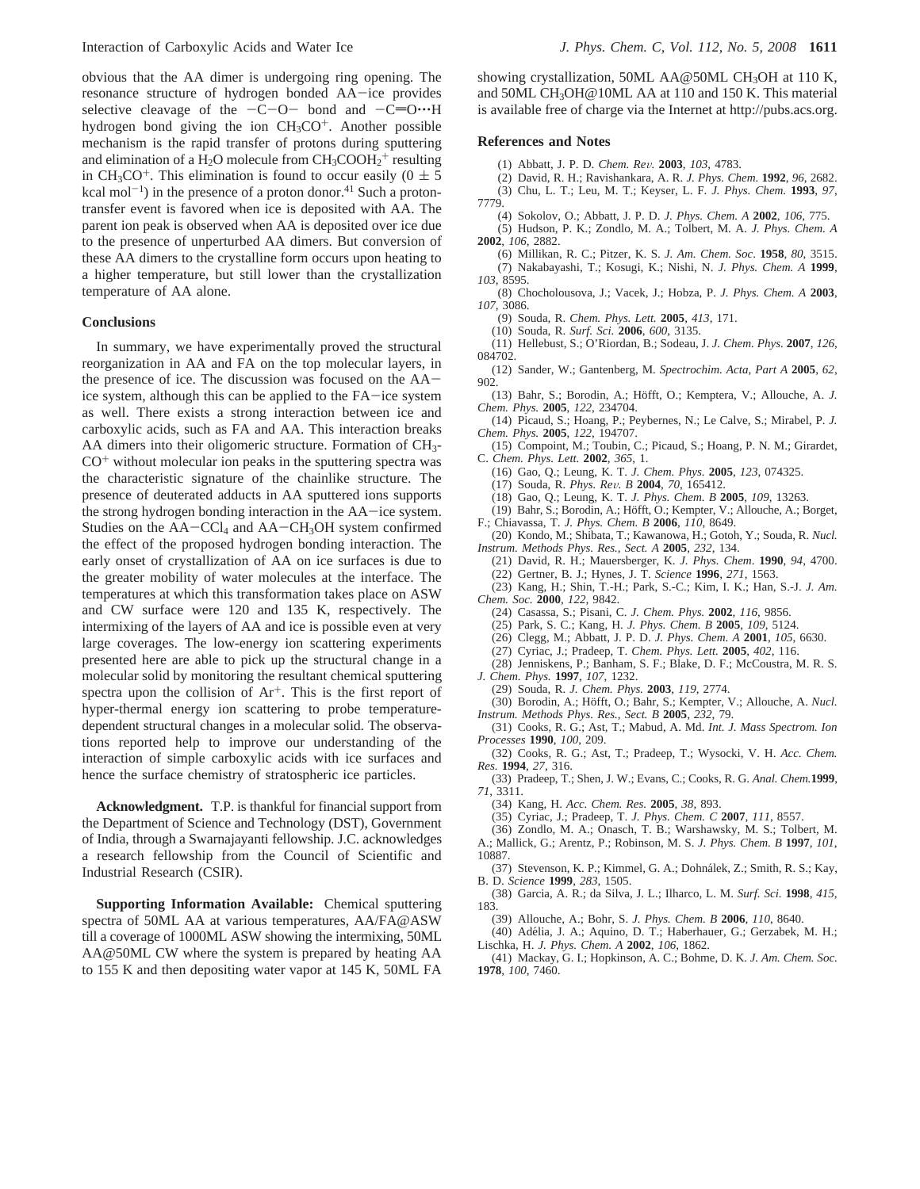obvious that the AA dimer is undergoing ring opening. The resonance structure of hydrogen bonded AA−ice provides selective cleavage of the −C−O− bond and −C═O···H hydrogen bond giving the ion $CH_3CO^+$. Another possible mechanism is the rapid transfer of protons during sputtering and elimination of a $H_2O$ molecule from $CH_3COOH_2^+$ resulting in $CH_3CO^+$. This elimination is found to occur easily (0 ± 5 kcal mol$^{-1}$) in the presence of a proton donor.[41] Such a proton-transfer event is favored when ice is deposited with AA. The parent ion peak is observed when AA is deposited over ice due to the presence of unperturbed AA dimers. But conversion of these AA dimers to the crystalline form occurs upon heating to a higher temperature, but still lower than the crystallization temperature of AA alone.

## Conclusions

In summary, we have experimentally proved the structural reorganization in AA and FA on the top molecular layers, in the presence of ice. The discussion was focused on the AA−ice system, although this can be applied to the FA−ice system as well. There exists a strong interaction between ice and carboxylic acids, such as FA and AA. This interaction breaks AA dimers into their oligomeric structure. Formation of $CH_3CO^+$ without molecular ion peaks in the sputtering spectra was the characteristic signature of the chainlike structure. The presence of deuterated adducts in AA sputtered ions supports the strong hydrogen bonding interaction in the AA−ice system. Studies on the AA−$CCl_4$ and AA−$CH_3OH$ system confirmed the effect of the proposed hydrogen bonding interaction. The early onset of crystallization of AA on ice surfaces is due to the greater mobility of water molecules at the interface. The temperatures at which this transformation takes place on ASW and CW surface were 120 and 135 K, respectively. The intermixing of the layers of AA and ice is possible even at very large coverages. The low-energy ion scattering experiments presented here are able to pick up the structural change in a molecular solid by monitoring the resultant chemical sputtering spectra upon the collision of $Ar^+$. This is the first report of hyper-thermal energy ion scattering to probe temperature-dependent structural changes in a molecular solid. The observations reported help to improve our understanding of the interaction of simple carboxylic acids with ice surfaces and hence the surface chemistry of stratospheric ice particles.

**Acknowledgment.** T.P. is thankful for financial support from the Department of Science and Technology (DST), Government of India, through a Swarnajayanti fellowship. J.C. acknowledges a research fellowship from the Council of Scientific and Industrial Research (CSIR).

**Supporting Information Available:** Chemical sputtering spectra of 50ML AA at various temperatures, AA/FA@ASW till a coverage of 1000ML ASW showing the intermixing, 50ML AA@50ML CW where the system is prepared by heating AA to 155 K and then depositing water vapor at 145 K, 50ML FA showing crystallization, 50ML AA@50ML $CH_3OH$ at 110 K, and 50ML $CH_3OH$@10ML AA at 110 and 150 K. This material is available free of charge via the Internet at http://pubs.acs.org.

## References and Notes

(1) Abbatt, J. P. D. *Chem. Rev.* **2003**, *103*, 4783.
(2) David, R. H.; Ravishankara, A. R. *J. Phys. Chem.* **1992**, *96*, 2682.
(3) Chu, L. T.; Leu, M. T.; Keyser, L. F. *J. Phys. Chem.* **1993**, *97*, 7779.
(4) Sokolov, O.; Abbatt, J. P. D. *J. Phys. Chem. A* **2002**, *106*, 775.
(5) Hudson, P. K.; Zondlo, M. A.; Tolbert, M. A. *J. Phys. Chem. A* **2002**, *106*, 2882.
(6) Millikan, R. C.; Pitzer, K. S. *J. Am. Chem. Soc.* **1958**, *80*, 3515.
(7) Nakabayashi, T.; Kosugi, K.; Nishi, N. *J. Phys. Chem. A* **1999**, *103*, 8595.
(8) Chocholousova, J.; Vacek, J.; Hobza, P. *J. Phys. Chem. A* **2003**, *107*, 3086.
(9) Souda, R. *Chem. Phys. Lett.* **2005**, *413*, 171.
(10) Souda, R. *Surf. Sci.* **2006**, *600*, 3135.
(11) Hellebust, S.; O'Riordan, B.; Sodeau, J. *J. Chem. Phys.* **2007**, *126*, 084702.
(12) Sander, W.; Gantenberg, M. *Spectrochim. Acta, Part A* **2005**, *62*, 902.
(13) Bahr, S.; Borodin, A.; Höfft, O.; Kemptera, V.; Allouche, A. *J. Chem. Phys.* **2005**, *122*, 234704.
(14) Picaud, S.; Hoang, P.; Peybernes, N.; Le Calve, S.; Mirabel, P. *J. Chem. Phys.* **2005**, *122*, 194707.
(15) Compoint, M.; Toubin, C.; Picaud, S.; Hoang, P. N. M.; Girardet, C. *Chem. Phys. Lett.* **2002**, *365*, 1.
(16) Gao, Q.; Leung, K. T. *J. Chem. Phys.* **2005**, *123*, 074325.
(17) Souda, R. *Phys. Rev. B* **2004**, *70*, 165412.
(18) Gao, Q.; Leung, K. T. *J. Phys. Chem. B* **2005**, *109*, 13263.
(19) Bahr, S.; Borodin, A.; Höfft, O.; Kempter, V.; Allouche, A.; Borget, F.; Chiavassa, T. *J. Phys. Chem. B* **2006**, *110*, 8649.
(20) Kondo, M.; Shibata, T.; Kawanowa, H.; Gotoh, Y.; Souda, R. *Nucl. Instrum. Methods Phys. Res., Sect. A* **2005**, *232*, 134.
(21) David, R. H.; Mauersberger, K. *J. Phys. Chem.* **1990**, *94*, 4700.
(22) Gertner, B. J.; Hynes, J. T. *Science* **1996**, *271*, 1563.
(23) Kang, H.; Shin, T.-H.; Park, S.-C.; Kim, I. K.; Han, S.-J. *J. Am. Chem. Soc.* **2000**, *122*, 9842.
(24) Casassa, S.; Pisani, C. *J. Chem. Phys.* **2002**, *116*, 9856.
(25) Park, S. C.; Kang, H. *J. Phys. Chem. B* **2005**, *109*, 5124.
(26) Clegg, M.; Abbatt, J. P. D. *J. Phys. Chem. A* **2001**, *105*, 6630.
(27) Cyriac, J.; Pradeep, T. *Chem. Phys. Lett.* **2005**, *402*, 116.
(28) Jenniskens, P.; Banham, S. F.; Blake, D. F.; McCoustra, M. R. S. *J. Chem. Phys.* **1997**, *107*, 1232.
(29) Souda, R. *J. Chem. Phys.* **2003**, *119*, 2774.
(30) Borodin, A.; Höfft, O.; Bahr, S.; Kempter, V.; Allouche, A. *Nucl. Instrum. Methods Phys. Res., Sect. B* **2005**, *232*, 79.
(31) Cooks, R. G.; Ast, T.; Mabud, A. Md. *Int. J. Mass Spectrom. Ion Processes* **1990**, *100*, 209.
(32) Cooks, R. G.; Ast, T.; Pradeep, T.; Wysocki, V. H. *Acc. Chem. Res.* **1994**, *27*, 316.
(33) Pradeep, T.; Shen, J. W.; Evans, C.; Cooks, R. G. *Anal. Chem.* **1999**, *71*, 3311.
(34) Kang, H. *Acc. Chem. Res.* **2005**, *38*, 893.
(35) Cyriac, J.; Pradeep, T. *J. Phys. Chem. C* **2007**, *111*, 8557.
(36) Zondlo, M. A.; Onasch, T. B.; Warshawsky, M. S.; Tolbert, M. A.; Mallick, G.; Arentz, P.; Robinson, M. S. *J. Phys. Chem. B* **1997**, *101*, 10887.
(37) Stevenson, K. P.; Kimmel, G. A.; Dohnálek, Z.; Smith, R. S.; Kay, B. D. *Science* **1999**, *283*, 1505.
(38) Garcia, A. R.; da Silva, J. L.; Ilharco, L. M. *Surf. Sci.* **1998**, *415*, 183.
(39) Allouche, A.; Bohr, S. *J. Phys. Chem. B* **2006**, *110*, 8640.
(40) Adélia, J. A.; Aquino, D. T.; Haberhauer, G.; Gerzabek, M. H.; Lischka, H. *J. Phys. Chem. A* **2002**, *106*, 1862.
(41) Mackay, G. I.; Hopkinson, A. C.; Bohme, D. K. *J. Am. Chem. Soc.* **1978**, *100*, 7460.